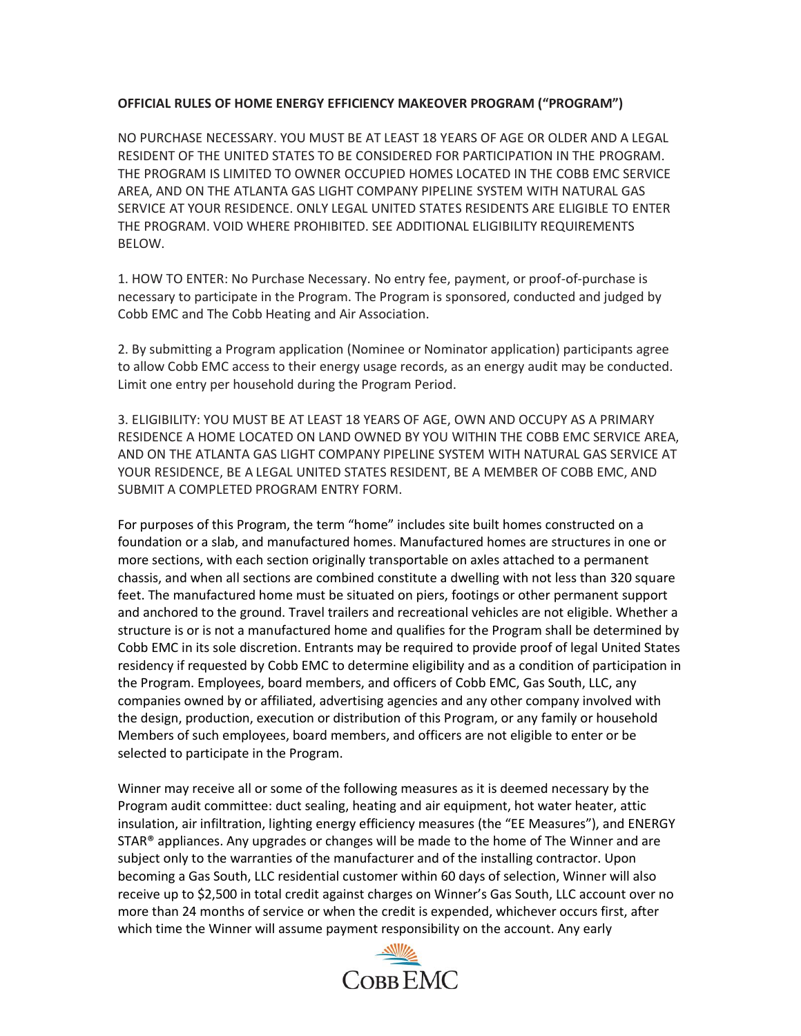**OFFICIAL RULES OF HOME ENERGY EFFICIENCY MAKEOVER PROGRAM ("PROGRAM")**

NO PURCHASE NECESSARY. YOU MUST BE AT LEAST 18 YEARS OF AGE OR OLDER AND A LEGAL RESIDENT OF THE UNITED STATES TO BE CONSIDERED FOR PARTICIPATION IN THE PROGRAM. THE PROGRAM IS LIMITED TO OWNER OCCUPIED HOMES LOCATED IN THE COBB EMC SERVICE AREA, AND ON THE ATLANTA GAS LIGHT COMPANY PIPELINE SYSTEM WITH NATURAL GAS SERVICE AT YOUR RESIDENCE. ONLY LEGAL UNITED STATES RESIDENTS ARE ELIGIBLE TO ENTER THE PROGRAM. VOID WHERE PROHIBITED. SEE ADDITIONAL ELIGIBILITY REQUIREMENTS BELOW.

1. HOW TO ENTER: No Purchase Necessary. No entry fee, payment, or proof-of-purchase is necessary to participate in the Program. The Program is sponsored, conducted and judged by Cobb EMC and The Cobb Heating and Air Association.

2. By submitting a Program application (Nominee or Nominator application) participants agree to allow Cobb EMC access to their energy usage records, as an energy audit may be conducted. Limit one entry per household during the Program Period.

3. ELIGIBILITY: YOU MUST BE AT LEAST 18 YEARS OF AGE, OWN AND OCCUPY AS A PRIMARY RESIDENCE A HOME LOCATED ON LAND OWNED BY YOU WITHIN THE COBB EMC SERVICE AREA, AND ON THE ATLANTA GAS LIGHT COMPANY PIPELINE SYSTEM WITH NATURAL GAS SERVICE AT YOUR RESIDENCE, BE A LEGAL UNITED STATES RESIDENT, BE A MEMBER OF COBB EMC, AND SUBMIT A COMPLETED PROGRAM ENTRY FORM.

For purposes of this Program, the term "home" includes site built homes constructed on a foundation or a slab, and manufactured homes. Manufactured homes are structures in one or more sections, with each section originally transportable on axles attached to a permanent chassis, and when all sections are combined constitute a dwelling with not less than 320 square feet. The manufactured home must be situated on piers, footings or other permanent support and anchored to the ground. Travel trailers and recreational vehicles are not eligible. Whether a structure is or is not a manufactured home and qualifies for the Program shall be determined by Cobb EMC in its sole discretion. Entrants may be required to provide proof of legal United States residency if requested by Cobb EMC to determine eligibility and as a condition of participation in the Program. Employees, board members, and officers of Cobb EMC, Gas South, LLC, any companies owned by or affiliated, advertising agencies and any other company involved with the design, production, execution or distribution of this Program, or any family or household Members of such employees, board members, and officers are not eligible to enter or be selected to participate in the Program.

Winner may receive all or some of the following measures as it is deemed necessary by the Program audit committee: duct sealing, heating and air equipment, hot water heater, attic insulation, air infiltration, lighting energy efficiency measures (the "EE Measures"), and ENERGY STAR® appliances. Any upgrades or changes will be made to the home of The Winner and are subject only to the warranties of the manufacturer and of the installing contractor. Upon becoming a Gas South, LLC residential customer within 60 days of selection, Winner will also receive up to $2,500 in total credit against charges on Winner's Gas South, LLC account over no more than 24 months of service or when the credit is expended, whichever occurs first, after which time the Winner will assume payment responsibility on the account. Any early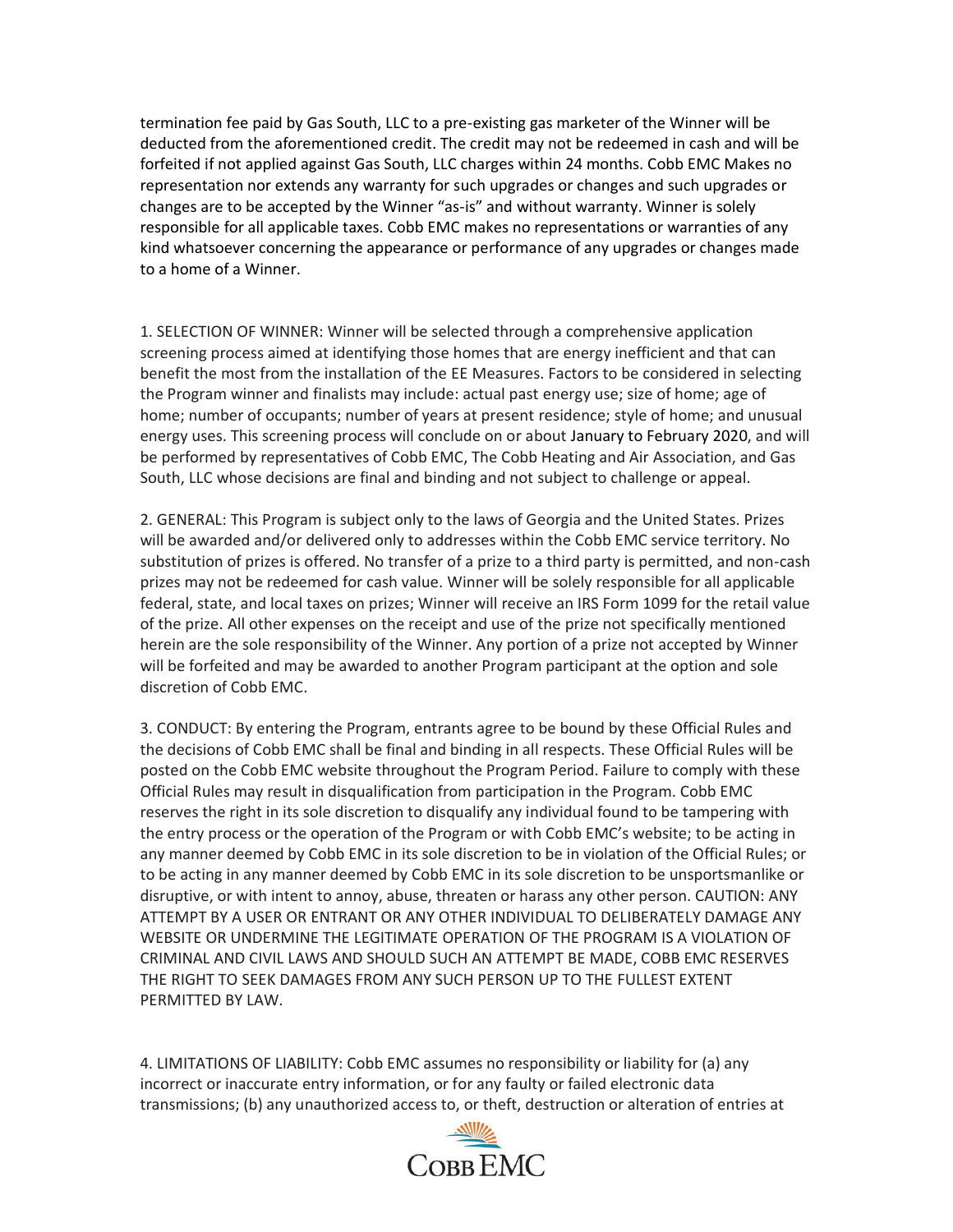termination fee paid by Gas South, LLC to a pre-existing gas marketer of the Winner will be deducted from the aforementioned credit. The credit may not be redeemed in cash and will be forfeited if not applied against Gas South, LLC charges within 24 months. Cobb EMC Makes no representation nor extends any warranty for such upgrades or changes and such upgrades or changes are to be accepted by the Winner "as-is" and without warranty. Winner is solely responsible for all applicable taxes. Cobb EMC makes no representations or warranties of any kind whatsoever concerning the appearance or performance of any upgrades or changes made to a home of a Winner.

1. SELECTION OF WINNER: Winner will be selected through a comprehensive application screening process aimed at identifying those homes that are energy inefficient and that can benefit the most from the installation of the EE Measures. Factors to be considered in selecting the Program winner and finalists may include: actual past energy use; size of home; age of home; number of occupants; number of years at present residence; style of home; and unusual energy uses. This screening process will conclude on or about January to February 2020, and will be performed by representatives of Cobb EMC, The Cobb Heating and Air Association, and Gas South, LLC whose decisions are final and binding and not subject to challenge or appeal.

2. GENERAL: This Program is subject only to the laws of Georgia and the United States. Prizes will be awarded and/or delivered only to addresses within the Cobb EMC service territory. No substitution of prizes is offered. No transfer of a prize to a third party is permitted, and non-cash prizes may not be redeemed for cash value. Winner will be solely responsible for all applicable federal, state, and local taxes on prizes; Winner will receive an IRS Form 1099 for the retail value of the prize. All other expenses on the receipt and use of the prize not specifically mentioned herein are the sole responsibility of the Winner. Any portion of a prize not accepted by Winner will be forfeited and may be awarded to another Program participant at the option and sole discretion of Cobb EMC.

3. CONDUCT: By entering the Program, entrants agree to be bound by these Official Rules and the decisions of Cobb EMC shall be final and binding in all respects. These Official Rules will be posted on the Cobb EMC website throughout the Program Period. Failure to comply with these Official Rules may result in disqualification from participation in the Program. Cobb EMC reserves the right in its sole discretion to disqualify any individual found to be tampering with the entry process or the operation of the Program or with Cobb EMC's website; to be acting in any manner deemed by Cobb EMC in its sole discretion to be in violation of the Official Rules; or to be acting in any manner deemed by Cobb EMC in its sole discretion to be unsportsmanlike or disruptive, or with intent to annoy, abuse, threaten or harass any other person. CAUTION: ANY ATTEMPT BY A USER OR ENTRANT OR ANY OTHER INDIVIDUAL TO DELIBERATELY DAMAGE ANY WEBSITE OR UNDERMINE THE LEGITIMATE OPERATION OF THE PROGRAM IS A VIOLATION OF CRIMINAL AND CIVIL LAWS AND SHOULD SUCH AN ATTEMPT BE MADE, COBB EMC RESERVES THE RIGHT TO SEEK DAMAGES FROM ANY SUCH PERSON UP TO THE FULLEST EXTENT PERMITTED BY LAW.

4. LIMITATIONS OF LIABILITY: Cobb EMC assumes no responsibility or liability for (a) any incorrect or inaccurate entry information, or for any faulty or failed electronic data transmissions; (b) any unauthorized access to, or theft, destruction or alteration of entries at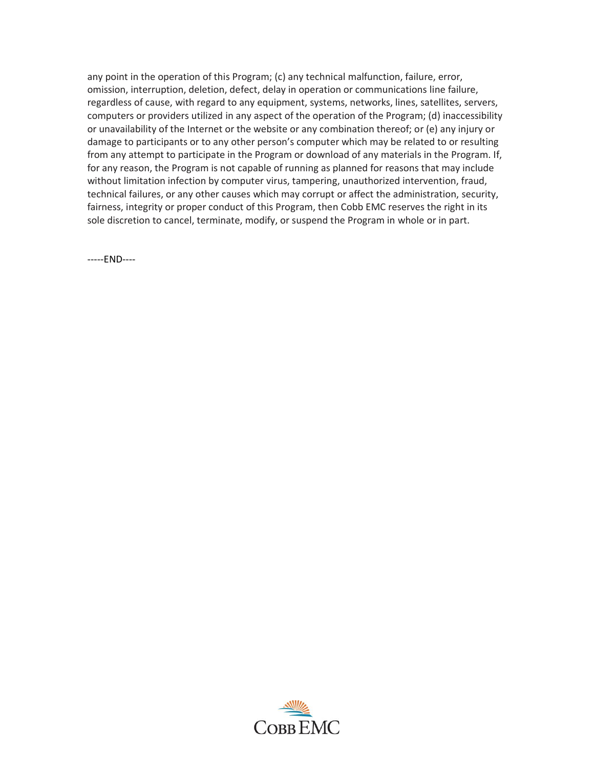any point in the operation of this Program; (c) any technical malfunction, failure, error, omission, interruption, deletion, defect, delay in operation or communications line failure, regardless of cause, with regard to any equipment, systems, networks, lines, satellites, servers, computers or providers utilized in any aspect of the operation of the Program; (d) inaccessibility or unavailability of the Internet or the website or any combination thereof; or (e) any injury or damage to participants or to any other person's computer which may be related to or resulting from any attempt to participate in the Program or download of any materials in the Program. If, for any reason, the Program is not capable of running as planned for reasons that may include without limitation infection by computer virus, tampering, unauthorized intervention, fraud, technical failures, or any other causes which may corrupt or affect the administration, security, fairness, integrity or proper conduct of this Program, then Cobb EMC reserves the right in its sole discretion to cancel, terminate, modify, or suspend the Program in whole or in part.

-----END----

COBB EMC